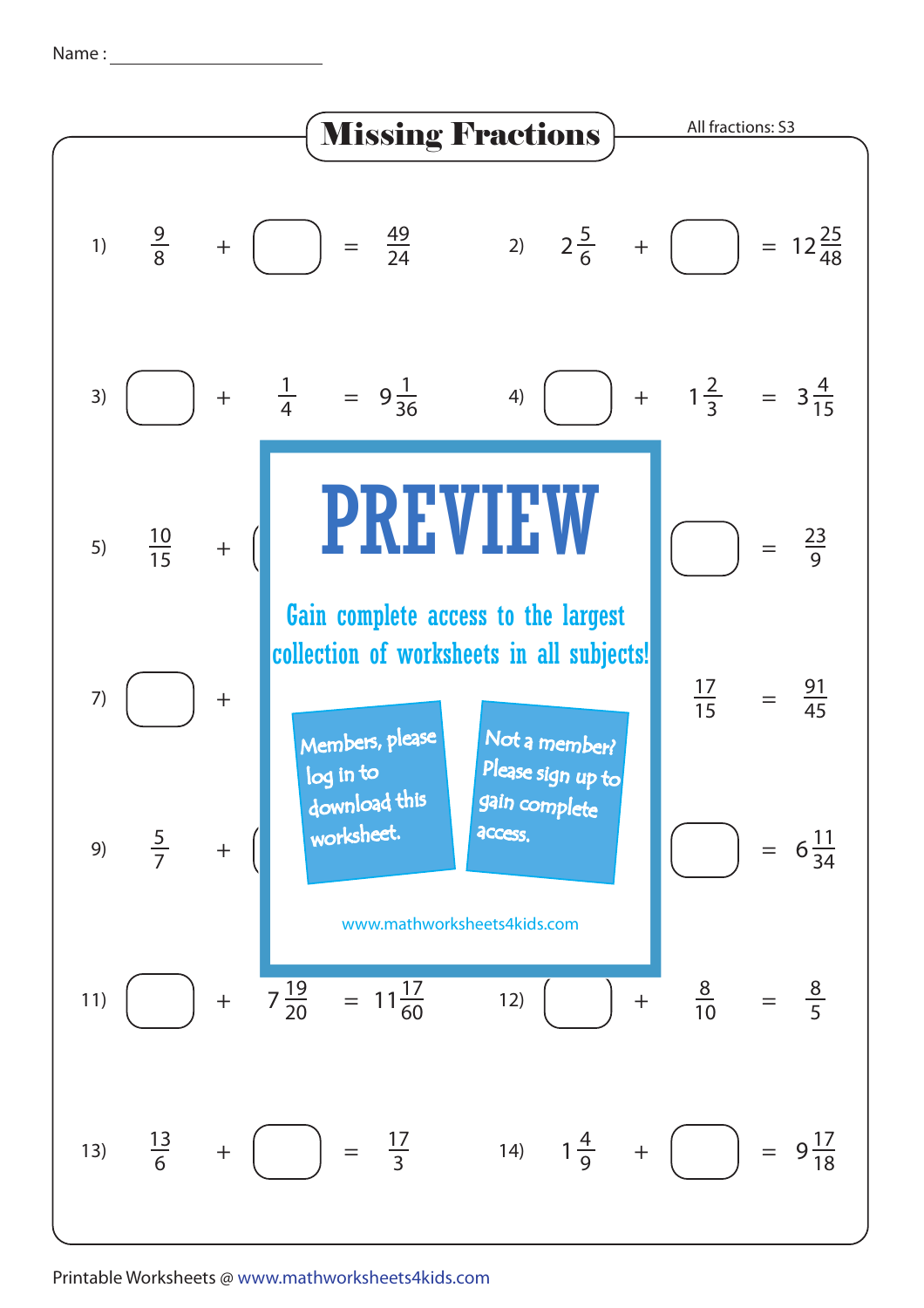Name : ________________________

# Missing Fractions

All fractions: S3

1) $\frac{9}{8} + \square = \frac{49}{24}$

2) $2\frac{5}{6} + \square = 12\frac{25}{48}$

3) $\square + \frac{1}{4} = 9\frac{1}{36}$

4) $\square + 1\frac{2}{3} = 3\frac{4}{15}$

5) $\frac{10}{15} + \square$ ... $\square = \frac{23}{9}$

7) $\square +$ ... $\frac{17}{15} = \frac{91}{45}$

9) $\frac{5}{7} + \square$ ... $\square = 6\frac{11}{34}$

**PREVIEW**

Gain complete access to the largest collection of worksheets in all subjects!

Members, please log in to download this worksheet.

Not a member? Please sign up to gain complete access.

www.mathworksheets4kids.com

11) $\square + 7\frac{19}{20} = 11\frac{17}{60}$

12) $\square + \frac{8}{10} = \frac{8}{5}$

13) $\frac{13}{6} + \square = \frac{17}{3}$

14) $1\frac{4}{9} + \square = 9\frac{17}{18}$

Printable Worksheets @ www.mathworksheets4kids.com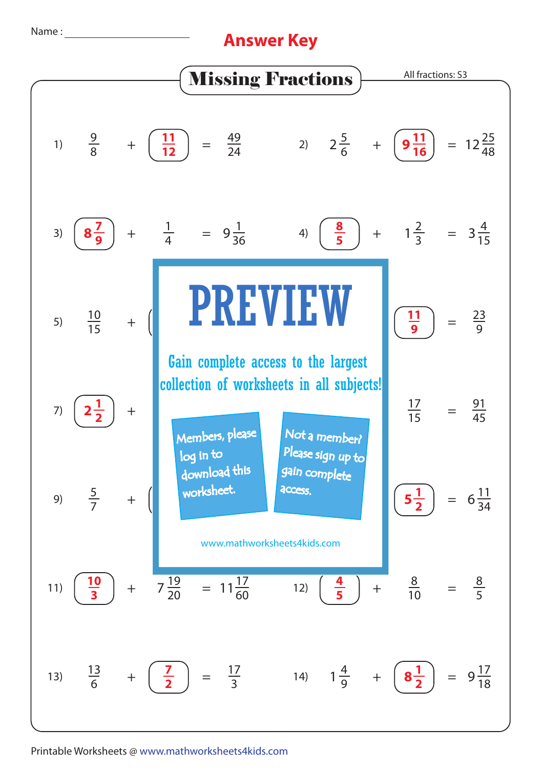Name : ____________________

# Answer Key

## Missing Fractions

All fractions: S3

1) $\frac{9}{8} + \boxed{\frac{11}{12}} = \frac{49}{24}$

2) $2\frac{5}{6} + \boxed{9\frac{11}{16}} = 12\frac{25}{48}$

3) $\boxed{8\frac{7}{9}} + \frac{1}{4} = 9\frac{1}{36}$

4) $\boxed{\frac{8}{5}} + 1\frac{2}{3} = 3\frac{4}{15}$

5) $\frac{10}{15} + $

6) $\boxed{\frac{11}{9}} = \frac{23}{9}$

7) $\boxed{2\frac{1}{2}} + $

8) $\frac{17}{15} = \frac{91}{45}$

9) $\frac{5}{7} + $

10) $\boxed{5\frac{1}{2}} = 6\frac{11}{34}$

11) $\boxed{\frac{10}{3}} + 7\frac{19}{20} = 11\frac{17}{60}$

12) $\boxed{\frac{4}{5}} + \frac{8}{10} = \frac{8}{5}$

13) $\frac{13}{6} + \boxed{\frac{7}{2}} = \frac{17}{3}$

14) $1\frac{4}{9} + \boxed{8\frac{1}{2}} = 9\frac{17}{18}$

PREVIEW

Gain complete access to the largest collection of worksheets in all subjects!

Members, please log in to download this worksheet.

Not a member? Please sign up to gain complete access.

www.mathworksheets4kids.com

Printable Worksheets @ www.mathworksheets4kids.com